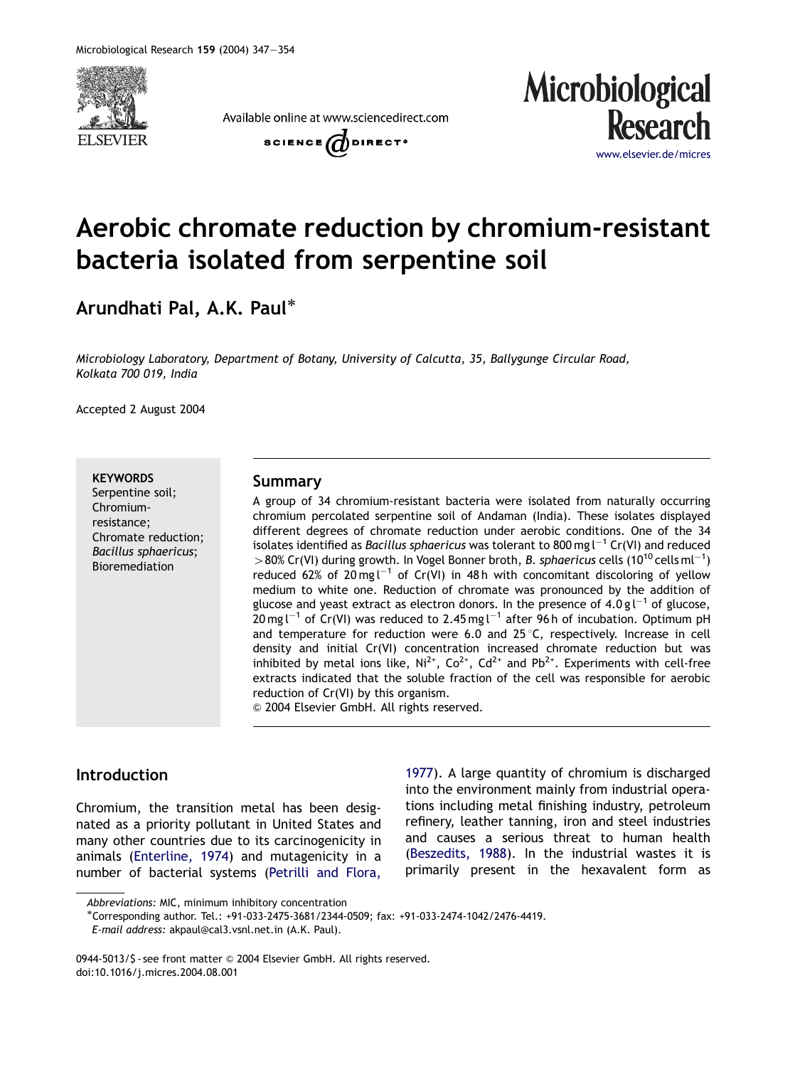# Aerobic chromate reduction by chromium-resistant bacteria isolated from serpentine soil

**Arundhati Pal, A.K. Paul***

*Microbiology Laboratory, Department of Botany, University of Calcutta, 35, Ballygunge Circular Road, Kolkata 700 019, India*

Accepted 2 August 2004

**KEYWORDS**
Serpentine soil;
Chromium-resistance;
Chromate reduction;
*Bacillus sphaericus*;
Bioremediation

## Summary

A group of 34 chromium-resistant bacteria were isolated from naturally occurring chromium percolated serpentine soil of Andaman (India). These isolates displayed different degrees of chromate reduction under aerobic conditions. One of the 34 isolates identified as *Bacillus sphaericus* was tolerant to 800 mg $l^{-1}$ Cr(VI) and reduced >80% Cr(VI) during growth. In Vogel Bonner broth, *B. sphaericus* cells ($10^{10}$ cells $ml^{-1}$) reduced 62% of 20 mg $l^{-1}$ of Cr(VI) in 48 h with concomitant discoloring of yellow medium to white one. Reduction of chromate was pronounced by the addition of glucose and yeast extract as electron donors. In the presence of 4.0 g $l^{-1}$ of glucose, 20 mg $l^{-1}$ of Cr(VI) was reduced to 2.45 mg $l^{-1}$ after 96 h of incubation. Optimum pH and temperature for reduction were 6.0 and 25 °C, respectively. Increase in cell density and initial Cr(VI) concentration increased chromate reduction but was inhibited by metal ions like, $Ni^{2+}$, $Co^{2+}$, $Cd^{2+}$ and $Pb^{2+}$. Experiments with cell-free extracts indicated that the soluble fraction of the cell was responsible for aerobic reduction of Cr(VI) by this organism.

© 2004 Elsevier GmbH. All rights reserved.

## Introduction

Chromium, the transition metal has been designated as a priority pollutant in United States and many other countries due to its carcinogenicity in animals (Enterline, 1974) and mutagenicity in a number of bacterial systems (Petrilli and Flora, 1977). A large quantity of chromium is discharged into the environment mainly from industrial operations including metal finishing industry, petroleum refinery, leather tanning, iron and steel industries and causes a serious threat to human health (Beszedits, 1988). In the industrial wastes it is primarily present in the hexavalent form as

*Abbreviations:* MIC, minimum inhibitory concentration

*Corresponding author. Tel.: +91-033-2475-3681/2344-0509; fax: +91-033-2474-1042/2476-4419.
*E-mail address:* akpaul@cal3.vsnl.net.in (A.K. Paul).

0944-5013/$ - see front matter © 2004 Elsevier GmbH. All rights reserved.
doi:10.1016/j.micres.2004.08.001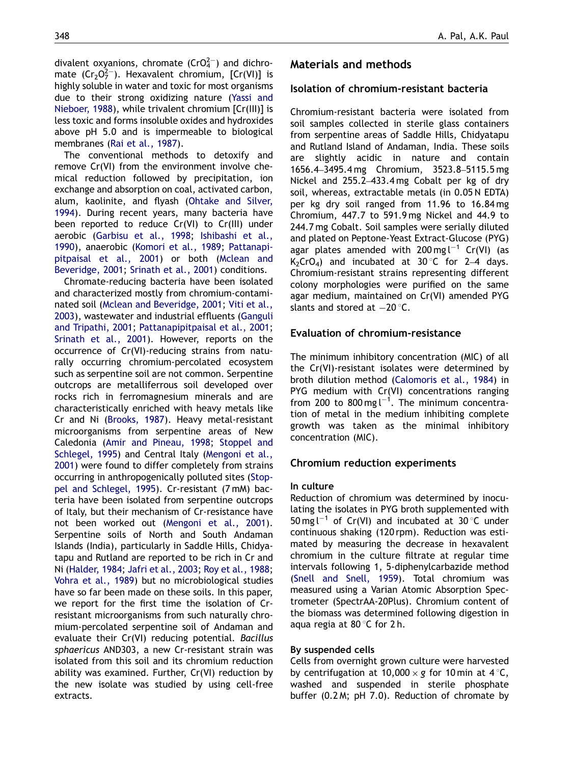divalent oxyanions, chromate ($CrO_4^{2-}$) and dichromate ($Cr_2O_7^{2-}$). Hexavalent chromium, [Cr(VI)] is highly soluble in water and toxic for most organisms due to their strong oxidizing nature (Yassi and Nieboer, 1988), while trivalent chromium [Cr(III)] is less toxic and forms insoluble oxides and hydroxides above pH 5.0 and is impermeable to biological membranes (Rai et al., 1987).

The conventional methods to detoxify and remove Cr(VI) from the environment involve chemical reduction followed by precipitation, ion exchange and absorption on coal, activated carbon, alum, kaolinite, and flyash (Ohtake and Silver, 1994). During recent years, many bacteria have been reported to reduce Cr(VI) to Cr(III) under aerobic (Garbisu et al., 1998; Ishibashi et al., 1990), anaerobic (Komori et al., 1989; Pattanapipitpaisal et al., 2001) or both (Mclean and Beveridge, 2001; Srinath et al., 2001) conditions.

Chromate-reducing bacteria have been isolated and characterized mostly from chromium-contaminated soil (Mclean and Beveridge, 2001; Viti et al., 2003), wastewater and industrial effluents (Ganguli and Tripathi, 2001; Pattanapipitpaisal et al., 2001; Srinath et al., 2001). However, reports on the occurrence of Cr(VI)-reducing strains from naturally occurring chromium-percolated ecosystem such as serpentine soil are not common. Serpentine outcrops are metalliferrous soil developed over rocks rich in ferromagnesium minerals and are characteristically enriched with heavy metals like Cr and Ni (Brooks, 1987). Heavy metal-resistant microorganisms from serpentine areas of New Caledonia (Amir and Pineau, 1998; Stoppel and Schlegel, 1995) and Central Italy (Mengoni et al., 2001) were found to differ completely from strains occurring in anthropogenically polluted sites (Stoppel and Schlegel, 1995). Cr-resistant (7 mM) bacteria have been isolated from serpentine outcrops of Italy, but their mechanism of Cr-resistance have not been worked out (Mengoni et al., 2001). Serpentine soils of North and South Andaman Islands (India), particularly in Saddle Hills, Chidyatapu and Rutland are reported to be rich in Cr and Ni (Halder, 1984; Jafri et al., 2003; Roy et al., 1988; Vohra et al., 1989) but no microbiological studies have so far been made on these soils. In this paper, we report for the first time the isolation of Cr-resistant microorganisms from such naturally chromium-percolated serpentine soil of Andaman and evaluate their Cr(VI) reducing potential. *Bacillus sphaericus* AND303, a new Cr-resistant strain was isolated from this soil and its chromium reduction ability was examined. Further, Cr(VI) reduction by the new isolate was studied by using cell-free extracts.

## Materials and methods

### Isolation of chromium-resistant bacteria

Chromium-resistant bacteria were isolated from soil samples collected in sterile glass containers from serpentine areas of Saddle Hills, Chidyatapu and Rutland Island of Andaman, India. These soils are slightly acidic in nature and contain 1656.4–3495.4 mg Chromium, 3523.8–5115.5 mg Nickel and 255.2–433.4 mg Cobalt per kg of dry soil, whereas, extractable metals (in 0.05 N EDTA) per kg dry soil ranged from 11.96 to 16.84 mg Chromium, 447.7 to 591.9 mg Nickel and 44.9 to 244.7 mg Cobalt. Soil samples were serially diluted and plated on Peptone-Yeast Extract-Glucose (PYG) agar plates amended with 200 mg $l^{-1}$ Cr(VI) (as $K_2CrO_4$) and incubated at 30 °C for 2–4 days. Chromium-resistant strains representing different colony morphologies were purified on the same agar medium, maintained on Cr(VI) amended PYG slants and stored at −20 °C.

### Evaluation of chromium-resistance

The minimum inhibitory concentration (MIC) of all the Cr(VI)-resistant isolates were determined by broth dilution method (Calomoris et al., 1984) in PYG medium with Cr(VI) concentrations ranging from 200 to 800 mg $l^{-1}$. The minimum concentration of metal in the medium inhibiting complete growth was taken as the minimal inhibitory concentration (MIC).

### Chromium reduction experiments

#### In culture

Reduction of chromium was determined by inoculating the isolates in PYG broth supplemented with 50 mg $l^{-1}$ of Cr(VI) and incubated at 30 °C under continuous shaking (120 rpm). Reduction was estimated by measuring the decrease in hexavalent chromium in the culture filtrate at regular time intervals following 1, 5-diphenylcarbazide method (Snell and Snell, 1959). Total chromium was measured using a Varian Atomic Absorption Spectrometer (SpectrAA-20Plus). Chromium content of the biomass was determined following digestion in aqua regia at 80 °C for 2 h.

#### By suspended cells

Cells from overnight grown culture were harvested by centrifugation at 10,000 × *g* for 10 min at 4 °C, washed and suspended in sterile phosphate buffer (0.2 M; pH 7.0). Reduction of chromate by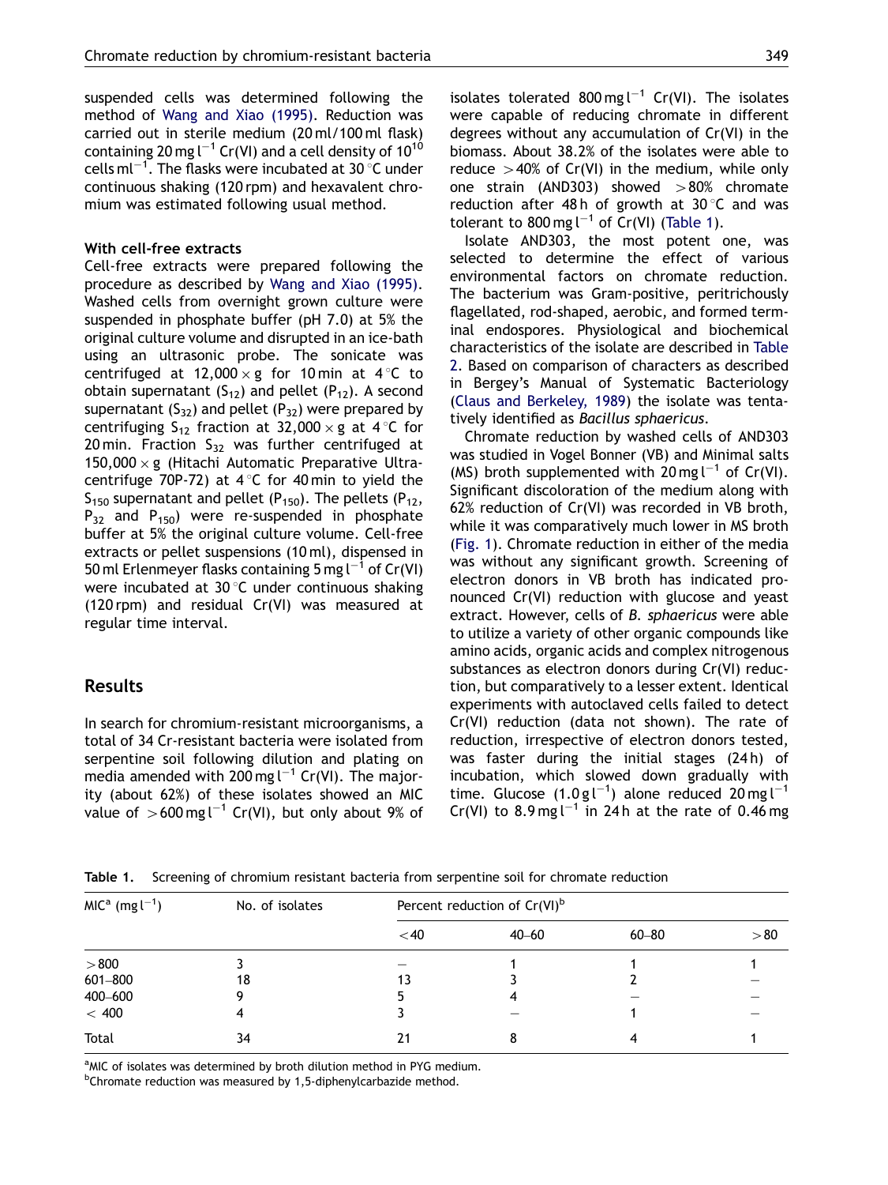suspended cells was determined following the method of Wang and Xiao (1995). Reduction was carried out in sterile medium (20 ml/100 ml flask) containing 20 mg $l^{-1}$ Cr(VI) and a cell density of $10^{10}$ cells $ml^{-1}$. The flasks were incubated at 30 °C under continuous shaking (120 rpm) and hexavalent chromium was estimated following usual method.

#### With cell-free extracts

Cell-free extracts were prepared following the procedure as described by Wang and Xiao (1995). Washed cells from overnight grown culture were suspended in phosphate buffer (pH 7.0) at 5% the original culture volume and disrupted in an ice-bath using an ultrasonic probe. The sonicate was centrifuged at $12{,}000 \times g$ for 10 min at 4 °C to obtain supernatant ($S_{12}$) and pellet ($P_{12}$). A second supernatant ($S_{32}$) and pellet ($P_{32}$) were prepared by centrifuging $S_{12}$ fraction at $32{,}000 \times g$ at 4 °C for 20 min. Fraction $S_{32}$ was further centrifuged at $150{,}000 \times g$ (Hitachi Automatic Preparative Ultracentrifuge 70P-72) at 4 °C for 40 min to yield the $S_{150}$ supernatant and pellet ($P_{150}$). The pellets ($P_{12}$, $P_{32}$ and $P_{150}$) were re-suspended in phosphate buffer at 5% the original culture volume. Cell-free extracts or pellet suspensions (10 ml), dispensed in 50 ml Erlenmeyer flasks containing 5 mg $l^{-1}$ of Cr(VI) were incubated at 30 °C under continuous shaking (120 rpm) and residual Cr(VI) was measured at regular time interval.

## Results

In search for chromium-resistant microorganisms, a total of 34 Cr-resistant bacteria were isolated from serpentine soil following dilution and plating on media amended with 200 mg $l^{-1}$ Cr(VI). The majority (about 62%) of these isolates showed an MIC value of >600 mg $l^{-1}$ Cr(VI), but only about 9% of isolates tolerated 800 mg $l^{-1}$ Cr(VI). The isolates were capable of reducing chromate in different degrees without any accumulation of Cr(VI) in the biomass. About 38.2% of the isolates were able to reduce >40% of Cr(VI) in the medium, while only one strain (AND303) showed >80% chromate reduction after 48 h of growth at 30 °C and was tolerant to 800 mg $l^{-1}$ of Cr(VI) (Table 1).

Isolate AND303, the most potent one, was selected to determine the effect of various environmental factors on chromate reduction. The bacterium was Gram-positive, peritrichously flagellated, rod-shaped, aerobic, and formed terminal endospores. Physiological and biochemical characteristics of the isolate are described in Table 2. Based on comparison of characters as described in Bergey's Manual of Systematic Bacteriology (Claus and Berkeley, 1989) the isolate was tentatively identified as *Bacillus sphaericus*.

Chromate reduction by washed cells of AND303 was studied in Vogel Bonner (VB) and Minimal salts (MS) broth supplemented with 20 mg $l^{-1}$ of Cr(VI). Significant discoloration of the medium along with 62% reduction of Cr(VI) was recorded in VB broth, while it was comparatively much lower in MS broth (Fig. 1). Chromate reduction in either of the media was without any significant growth. Screening of electron donors in VB broth has indicated pronounced Cr(VI) reduction with glucose and yeast extract. However, cells of *B. sphaericus* were able to utilize a variety of other organic compounds like amino acids, organic acids and complex nitrogenous substances as electron donors during Cr(VI) reduction, but comparatively to a lesser extent. Identical experiments with autoclaved cells failed to detect Cr(VI) reduction (data not shown). The rate of reduction, irrespective of electron donors tested, was faster during the initial stages (24 h) of incubation, which slowed down gradually with time. Glucose (1.0 g $l^{-1}$) alone reduced 20 mg $l^{-1}$ Cr(VI) to 8.9 mg $l^{-1}$ in 24 h at the rate of 0.46 mg

**Table 1.** Screening of chromium resistant bacteria from serpentine soil for chromate reduction

| MIC[a] (mg $l^{-1}$) | No. of isolates | Percent reduction of Cr(VI)[b] | | | |
|---|---|---|---|---|---|
| | | <40 | 40–60 | 60–80 | >80 |
| >800 | 3 | – | 1 | 1 | 1 |
| 601–800 | 18 | 13 | 3 | 2 | – |
| 400–600 | 9 | 5 | 4 | – | – |
| < 400 | 4 | 3 | – | 1 | – |
| Total | 34 | 21 | 8 | 4 | 1 |

[a]MIC of isolates was determined by broth dilution method in PYG medium.

[b]Chromate reduction was measured by 1,5-diphenylcarbazide method.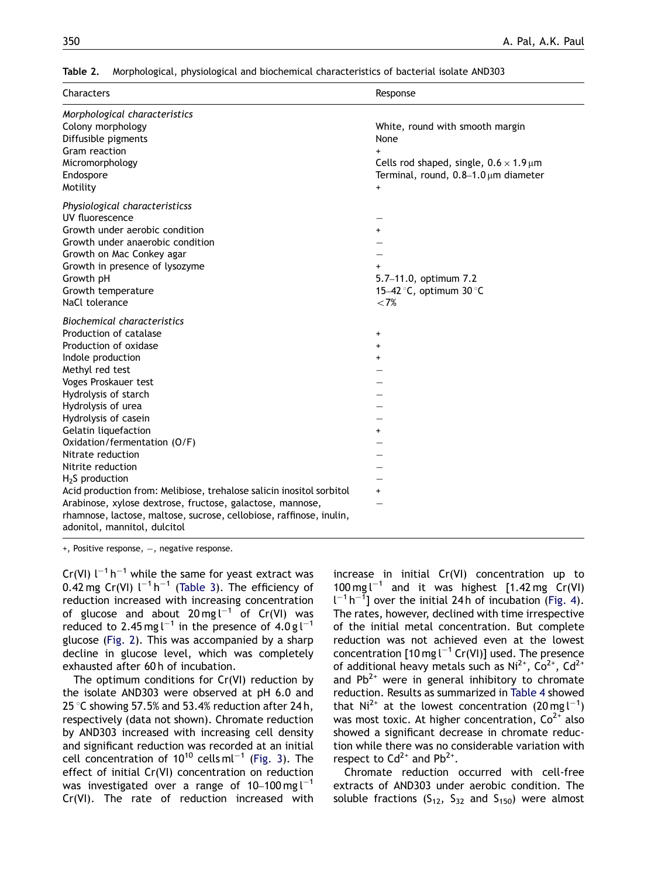**Table 2.** Morphological, physiological and biochemical characteristics of bacterial isolate AND303

| Characters | Response |
|---|---|
| *Morphological characteristics* | |
| Colony morphology | White, round with smooth margin |
| Diffusible pigments | None |
| Gram reaction | + |
| Micromorphology | Cells rod shaped, single, $0.6 \times 1.9\,\mu m$ |
| Endospore | Terminal, round, 0.8–1.0 $\mu m$ diameter |
| Motility | + |
| *Physiological characteristicss* | |
| UV fluorescence | − |
| Growth under aerobic condition | + |
| Growth under anaerobic condition | − |
| Growth on Mac Conkey agar | − |
| Growth in presence of lysozyme | + |
| Growth pH | 5.7–11.0, optimum 7.2 |
| Growth temperature | 15–42 °C, optimum 30 °C |
| NaCl tolerance | <7% |
| *Biochemical characteristics* | |
| Production of catalase | + |
| Production of oxidase | + |
| Indole production | + |
| Methyl red test | − |
| Voges Proskauer test | − |
| Hydrolysis of starch | − |
| Hydrolysis of urea | − |
| Hydrolysis of casein | − |
| Gelatin liquefaction | + |
| Oxidation/fermentation (O/F) | − |
| Nitrate reduction | − |
| Nitrite reduction | − |
| $H_2S$ production | − |
| Acid production from: Melibiose, trehalose salicin inositol sorbitol | + |
| Arabinose, xylose dextrose, fructose, galactose, mannose, rhamnose, lactose, maltose, sucrose, cellobiose, raffinose, inulin, adonitol, mannitol, dulcitol | − |

+, Positive response, −, negative response.

Cr(VI) $l^{-1}\,h^{-1}$ while the same for yeast extract was 0.42 mg Cr(VI) $l^{-1}\,h^{-1}$ (Table 3). The efficiency of reduction increased with increasing concentration of glucose and about 20 mg $l^{-1}$ of Cr(VI) was reduced to 2.45 mg $l^{-1}$ in the presence of 4.0 g $l^{-1}$ glucose (Fig. 2). This was accompanied by a sharp decline in glucose level, which was completely exhausted after 60 h of incubation.

The optimum conditions for Cr(VI) reduction by the isolate AND303 were observed at pH 6.0 and 25 °C showing 57.5% and 53.4% reduction after 24 h, respectively (data not shown). Chromate reduction by AND303 increased with increasing cell density and significant reduction was recorded at an initial cell concentration of $10^{10}$ cells $ml^{-1}$ (Fig. 3). The effect of initial Cr(VI) concentration on reduction was investigated over a range of 10–100 mg $l^{-1}$ Cr(VI). The rate of reduction increased with increase in initial Cr(VI) concentration up to 100 mg $l^{-1}$ and it was highest [1.42 mg Cr(VI) $l^{-1}\,h^{-1}$] over the initial 24 h of incubation (Fig. 4). The rates, however, declined with time irrespective of the initial metal concentration. But complete reduction was not achieved even at the lowest concentration [10 mg $l^{-1}$ Cr(VI)] used. The presence of additional heavy metals such as $Ni^{2+}$, $Co^{2+}$, $Cd^{2+}$ and $Pb^{2+}$ were in general inhibitory to chromate reduction. Results as summarized in Table 4 showed that $Ni^{2+}$ at the lowest concentration (20 mg $l^{-1}$) was most toxic. At higher concentration, $Co^{2+}$ also showed a significant decrease in chromate reduction while there was no considerable variation with respect to $Cd^{2+}$ and $Pb^{2+}$.

Chromate reduction occurred with cell-free extracts of AND303 under aerobic condition. The soluble fractions ($S_{12}$, $S_{32}$ and $S_{150}$) were almost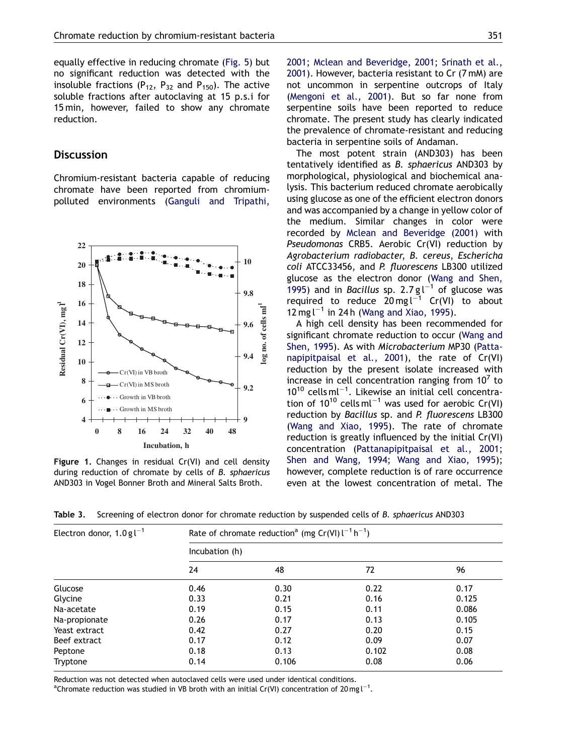equally effective in reducing chromate (Fig. 5) but no significant reduction was detected with the insoluble fractions ($P_{12}$, $P_{32}$ and $P_{150}$). The active soluble fractions after autoclaving at 15 p.s.i for 15 min, however, failed to show any chromate reduction.

## Discussion

Chromium-resistant bacteria capable of reducing chromate have been reported from chromium-polluted environments (Ganguli and Tripathi, 2001; Mclean and Beveridge, 2001; Srinath et al., 2001). However, bacteria resistant to Cr (7 mM) are not uncommon in serpentine outcrops of Italy (Mengoni et al., 2001). But so far none from serpentine soils have been reported to reduce chromate. The present study has clearly indicated the prevalence of chromate-resistant and reducing bacteria in serpentine soils of Andaman.

Figure 1. Changes in residual Cr(VI) and cell density during reduction of chromate by cells of *B. sphaericus* AND303 in Vogel Bonner Broth and Mineral Salts Broth.

The most potent strain (AND303) has been tentatively identified as *B. sphaericus* AND303 by morphological, physiological and biochemical analysis. This bacterium reduced chromate aerobically using glucose as one of the efficient electron donors and was accompanied by a change in yellow color of the medium. Similar changes in color were recorded by Mclean and Beveridge (2001) with *Pseudomonas* CRB5. Aerobic Cr(VI) reduction by *Agrobacterium radiobacter*, *B. cereus*, *Eschericha coli* ATCC33456, and *P. fluorescens* LB300 utilized glucose as the electron donor (Wang and Shen, 1995) and in *Bacillus* sp. 2.7 g $l^{-1}$ of glucose was required to reduce 20 mg $l^{-1}$ Cr(VI) to about 12 mg $l^{-1}$ in 24 h (Wang and Xiao, 1995).

A high cell density has been recommended for significant chromate reduction to occur (Wang and Shen, 1995). As with *Microbacterium* MP30 (Pattanapipitpaisal et al., 2001), the rate of Cr(VI) reduction by the present isolate increased with increase in cell concentration ranging from $10^7$ to $10^{10}$ cells $ml^{-1}$. Likewise an initial cell concentration of $10^{10}$ cells $ml^{-1}$ was used for aerobic Cr(VI) reduction by *Bacillus* sp. and *P. fluorescens* LB300 (Wang and Xiao, 1995). The rate of chromate reduction is greatly influenced by the initial Cr(VI) concentration (Pattanapipitpaisal et al., 2001; Shen and Wang, 1994; Wang and Xiao, 1995); however, complete reduction is of rare occurrence even at the lowest concentration of metal. The

Table 3. Screening of electron donor for chromate reduction by suspended cells of *B. sphaericus* AND303

| Electron donor, 1.0 g $l^{-1}$ | Rate of chromate reduction[a] (mg Cr(VI) $l^{-1}$ $h^{-1}$) | | | |
|---|---|---|---|---|
| | Incubation (h) | | | |
| | 24 | 48 | 72 | 96 |
| Glucose | 0.46 | 0.30 | 0.22 | 0.17 |
| Glycine | 0.33 | 0.21 | 0.16 | 0.125 |
| Na-acetate | 0.19 | 0.15 | 0.11 | 0.086 |
| Na-propionate | 0.26 | 0.17 | 0.13 | 0.105 |
| Yeast extract | 0.42 | 0.27 | 0.20 | 0.15 |
| Beef extract | 0.17 | 0.12 | 0.09 | 0.07 |
| Peptone | 0.18 | 0.13 | 0.102 | 0.08 |
| Tryptone | 0.14 | 0.106 | 0.08 | 0.06 |

Reduction was not detected when autoclaved cells were used under identical conditions.

[a]Chromate reduction was studied in VB broth with an initial Cr(VI) concentration of 20 mg $l^{-1}$.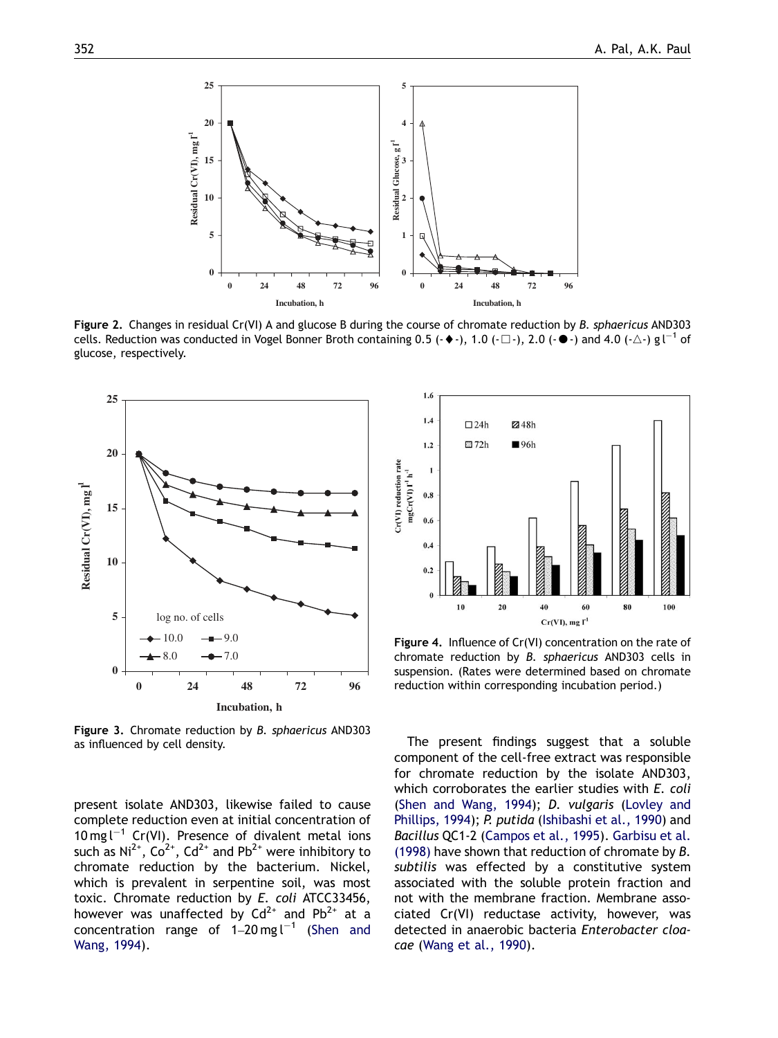Figure 2. Changes in residual Cr(VI) A and glucose B during the course of chromate reduction by *B. sphaericus* AND303 cells. Reduction was conducted in Vogel Bonner Broth containing 0.5 (-◆-), 1.0 (-□-), 2.0 (-●-) and 4.0 (-△-) $g\,l^{-1}$ of glucose, respectively.

Figure 3. Chromate reduction by *B. sphaericus* AND303 as influenced by cell density.

Figure 4. Influence of Cr(VI) concentration on the rate of chromate reduction by *B. sphaericus* AND303 cells in suspension. (Rates were determined based on chromate reduction within corresponding incubation period.)

present isolate AND303, likewise failed to cause complete reduction even at initial concentration of $10\,mg\,l^{-1}$ Cr(VI). Presence of divalent metal ions such as $Ni^{2+}$, $Co^{2+}$, $Cd^{2+}$ and $Pb^{2+}$ were inhibitory to chromate reduction by the bacterium. Nickel, which is prevalent in serpentine soil, was most toxic. Chromate reduction by *E. coli* ATCC33456, however was unaffected by $Cd^{2+}$ and $Pb^{2+}$ at a concentration range of $1–20\,mg\,l^{-1}$ (Shen and Wang, 1994).

The present findings suggest that a soluble component of the cell-free extract was responsible for chromate reduction by the isolate AND303, which corroborates the earlier studies with *E. coli* (Shen and Wang, 1994); *D. vulgaris* (Lovley and Phillips, 1994); *P. putida* (Ishibashi et al., 1990) and *Bacillus* QC1-2 (Campos et al., 1995). Garbisu et al. (1998) have shown that reduction of chromate by *B. subtilis* was effected by a constitutive system associated with the soluble protein fraction and not with the membrane fraction. Membrane associated Cr(VI) reductase activity, however, was detected in anaerobic bacteria *Enterobacter cloacae* (Wang et al., 1990).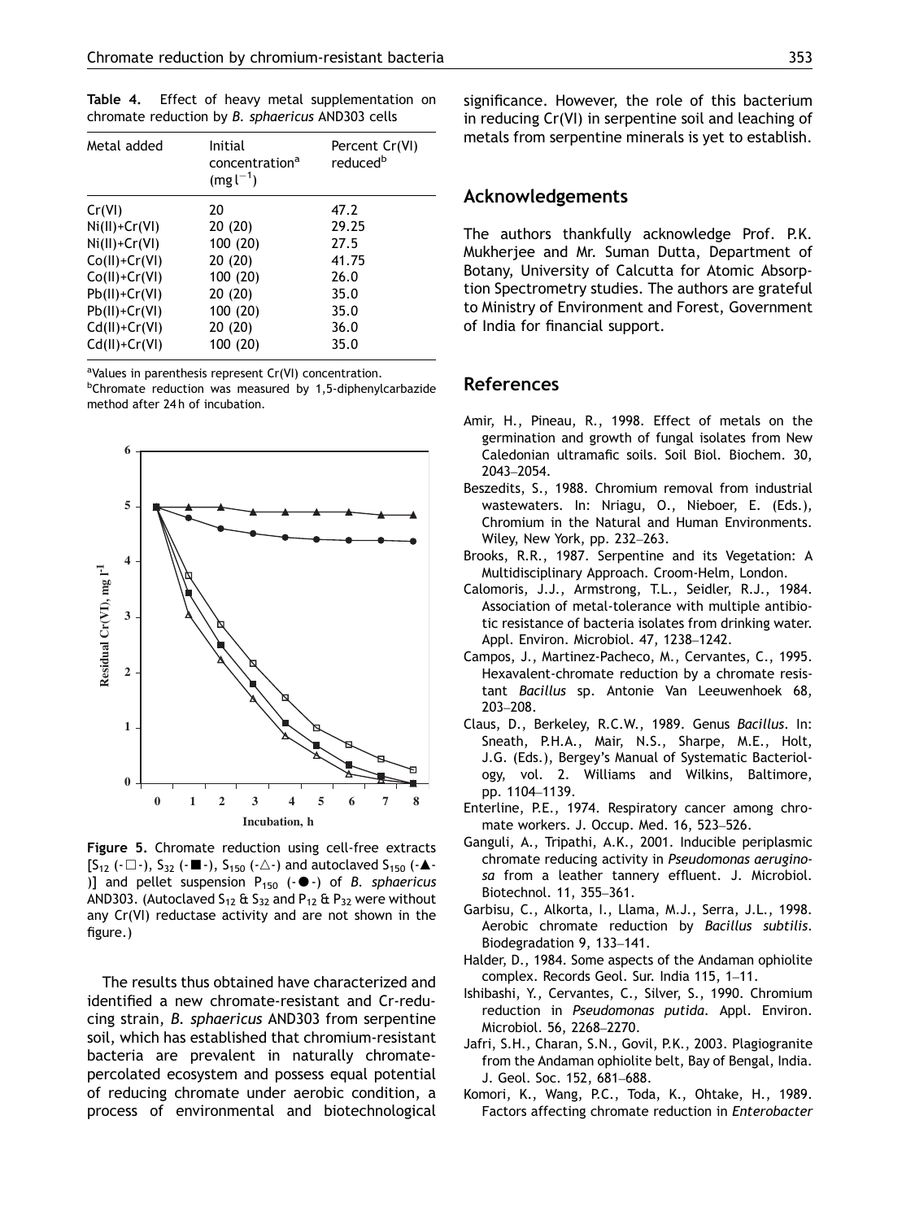**Table 4.** Effect of heavy metal supplementation on chromate reduction by *B. sphaericus* AND303 cells

| Metal added | Initial concentration[a] (mg l$^{-1}$) | Percent Cr(VI) reduced[b] |
|---|---|---|
| Cr(VI) | 20 | 47.2 |
| Ni(II)+Cr(VI) | 20 (20) | 29.25 |
| Ni(II)+Cr(VI) | 100 (20) | 27.5 |
| Co(II)+Cr(VI) | 20 (20) | 41.75 |
| Co(II)+Cr(VI) | 100 (20) | 26.0 |
| Pb(II)+Cr(VI) | 20 (20) | 35.0 |
| Pb(II)+Cr(VI) | 100 (20) | 35.0 |
| Cd(II)+Cr(VI) | 20 (20) | 36.0 |
| Cd(II)+Cr(VI) | 100 (20) | 35.0 |

[a]Values in parenthesis represent Cr(VI) concentration.
[b]Chromate reduction was measured by 1,5-diphenylcarbazide method after 24 h of incubation.

**Figure 5.** Chromate reduction using cell-free extracts [$S_{12}$ (-□-), $S_{32}$ (-■-), $S_{150}$ (-△-) and autoclaved $S_{150}$ (-▲-)] and pellet suspension $P_{150}$ (-●-) of *B. sphaericus* AND303. (Autoclaved $S_{12}$ & $S_{32}$ and $P_{12}$ & $P_{32}$ were without any Cr(VI) reductase activity and are not shown in the figure.)

The results thus obtained have characterized and identified a new chromate-resistant and Cr-reducing strain, *B. sphaericus* AND303 from serpentine soil, which has established that chromium-resistant bacteria are prevalent in naturally chromate-percolated ecosystem and possess equal potential of reducing chromate under aerobic condition, a process of environmental and biotechnological significance. However, the role of this bacterium in reducing Cr(VI) in serpentine soil and leaching of metals from serpentine minerals is yet to establish.

## Acknowledgements

The authors thankfully acknowledge Prof. P.K. Mukherjee and Mr. Suman Dutta, Department of Botany, University of Calcutta for Atomic Absorption Spectrometry studies. The authors are grateful to Ministry of Environment and Forest, Government of India for financial support.

## References

- Amir, H., Pineau, R., 1998. Effect of metals on the germination and growth of fungal isolates from New Caledonian ultramafic soils. Soil Biol. Biochem. 30, 2043–2054.
- Beszedits, S., 1988. Chromium removal from industrial wastewaters. In: Nriagu, O., Nieboer, E. (Eds.), Chromium in the Natural and Human Environments. Wiley, New York, pp. 232–263.
- Brooks, R.R., 1987. Serpentine and its Vegetation: A Multidisciplinary Approach. Croom-Helm, London.
- Calomoris, J.J., Armstrong, T.L., Seidler, R.J., 1984. Association of metal-tolerance with multiple antibiotic resistance of bacteria isolates from drinking water. Appl. Environ. Microbiol. 47, 1238–1242.
- Campos, J., Martinez-Pacheco, M., Cervantes, C., 1995. Hexavalent-chromate reduction by a chromate resistant *Bacillus* sp. Antonie Van Leeuwenhoek 68, 203–208.
- Claus, D., Berkeley, R.C.W., 1989. Genus *Bacillus*. In: Sneath, P.H.A., Mair, N.S., Sharpe, M.E., Holt, J.G. (Eds.), Bergey's Manual of Systematic Bacteriology, vol. 2. Williams and Wilkins, Baltimore, pp. 1104–1139.
- Enterline, P.E., 1974. Respiratory cancer among chromate workers. J. Occup. Med. 16, 523–526.
- Ganguli, A., Tripathi, A.K., 2001. Inducible periplasmic chromate reducing activity in *Pseudomonas aeruginosa* from a leather tannery effluent. J. Microbiol. Biotechnol. 11, 355–361.
- Garbisu, C., Alkorta, I., Llama, M.J., Serra, J.L., 1998. Aerobic chromate reduction by *Bacillus subtilis*. Biodegradation 9, 133–141.
- Halder, D., 1984. Some aspects of the Andaman ophiolite complex. Records Geol. Sur. India 115, 1–11.
- Ishibashi, Y., Cervantes, C., Silver, S., 1990. Chromium reduction in *Pseudomonas putida*. Appl. Environ. Microbiol. 56, 2268–2270.
- Jafri, S.H., Charan, S.N., Govil, P.K., 2003. Plagiogranite from the Andaman ophiolite belt, Bay of Bengal, India. J. Geol. Soc. 152, 681–688.
- Komori, K., Wang, P.C., Toda, K., Ohtake, H., 1989. Factors affecting chromate reduction in *Enterobacter*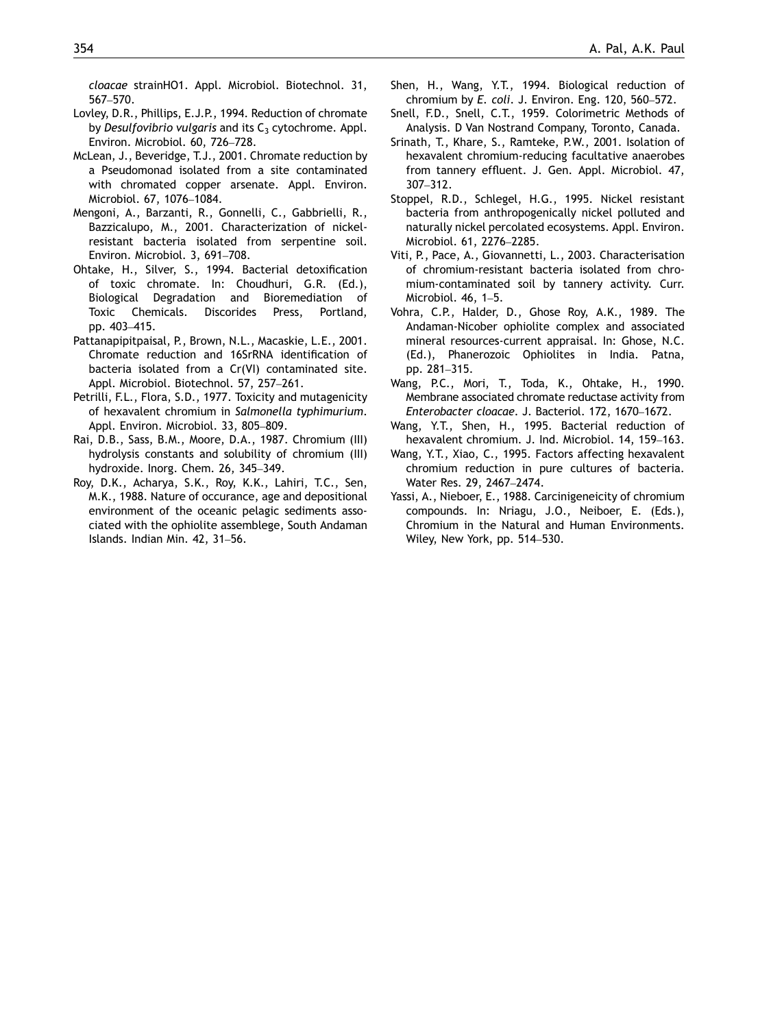*cloacae* strainHO1. Appl. Microbiol. Biotechnol. 31, 567–570.

Lovley, D.R., Phillips, E.J.P., 1994. Reduction of chromate by *Desulfovibrio vulgaris* and its $C_3$ cytochrome. Appl. Environ. Microbiol. 60, 726–728.

McLean, J., Beveridge, T.J., 2001. Chromate reduction by a Pseudomonad isolated from a site contaminated with chromated copper arsenate. Appl. Environ. Microbiol. 67, 1076–1084.

Mengoni, A., Barzanti, R., Gonnelli, C., Gabbrielli, R., Bazzicalupo, M., 2001. Characterization of nickel-resistant bacteria isolated from serpentine soil. Environ. Microbiol. 3, 691–708.

Ohtake, H., Silver, S., 1994. Bacterial detoxification of toxic chromate. In: Choudhuri, G.R. (Ed.), Biological Degradation and Bioremediation of Toxic Chemicals. Discorides Press, Portland, pp. 403–415.

Pattanapipitpaisal, P., Brown, N.L., Macaskie, L.E., 2001. Chromate reduction and 16SrRNA identification of bacteria isolated from a Cr(VI) contaminated site. Appl. Microbiol. Biotechnol. 57, 257–261.

Petrilli, F.L., Flora, S.D., 1977. Toxicity and mutagenicity of hexavalent chromium in *Salmonella typhimurium*. Appl. Environ. Microbiol. 33, 805–809.

Rai, D.B., Sass, B.M., Moore, D.A., 1987. Chromium (III) hydrolysis constants and solubility of chromium (III) hydroxide. Inorg. Chem. 26, 345–349.

Roy, D.K., Acharya, S.K., Roy, K.K., Lahiri, T.C., Sen, M.K., 1988. Nature of occurance, age and depositional environment of the oceanic pelagic sediments associated with the ophiolite assemblege, South Andaman Islands. Indian Min. 42, 31–56.

Shen, H., Wang, Y.T., 1994. Biological reduction of chromium by *E. coli*. J. Environ. Eng. 120, 560–572.

Snell, F.D., Snell, C.T., 1959. Colorimetric Methods of Analysis. D Van Nostrand Company, Toronto, Canada.

Srinath, T., Khare, S., Ramteke, P.W., 2001. Isolation of hexavalent chromium-reducing facultative anaerobes from tannery effluent. J. Gen. Appl. Microbiol. 47, 307–312.

Stoppel, R.D., Schlegel, H.G., 1995. Nickel resistant bacteria from anthropogenically nickel polluted and naturally nickel percolated ecosystems. Appl. Environ. Microbiol. 61, 2276–2285.

Viti, P., Pace, A., Giovannetti, L., 2003. Characterisation of chromium-resistant bacteria isolated from chromium-contaminated soil by tannery activity. Curr. Microbiol. 46, 1–5.

Vohra, C.P., Halder, D., Ghose Roy, A.K., 1989. The Andaman-Nicober ophiolite complex and associated mineral resources-current appraisal. In: Ghose, N.C. (Ed.), Phanerozoic Ophiolites in India. Patna, pp. 281–315.

Wang, P.C., Mori, T., Toda, K., Ohtake, H., 1990. Membrane associated chromate reductase activity from *Enterobacter cloacae*. J. Bacteriol. 172, 1670–1672.

Wang, Y.T., Shen, H., 1995. Bacterial reduction of hexavalent chromium. J. Ind. Microbiol. 14, 159–163.

Wang, Y.T., Xiao, C., 1995. Factors affecting hexavalent chromium reduction in pure cultures of bacteria. Water Res. 29, 2467–2474.

Yassi, A., Nieboer, E., 1988. Carcinigeneicity of chromium compounds. In: Nriagu, J.O., Neiboer, E. (Eds.), Chromium in the Natural and Human Environments. Wiley, New York, pp. 514–530.